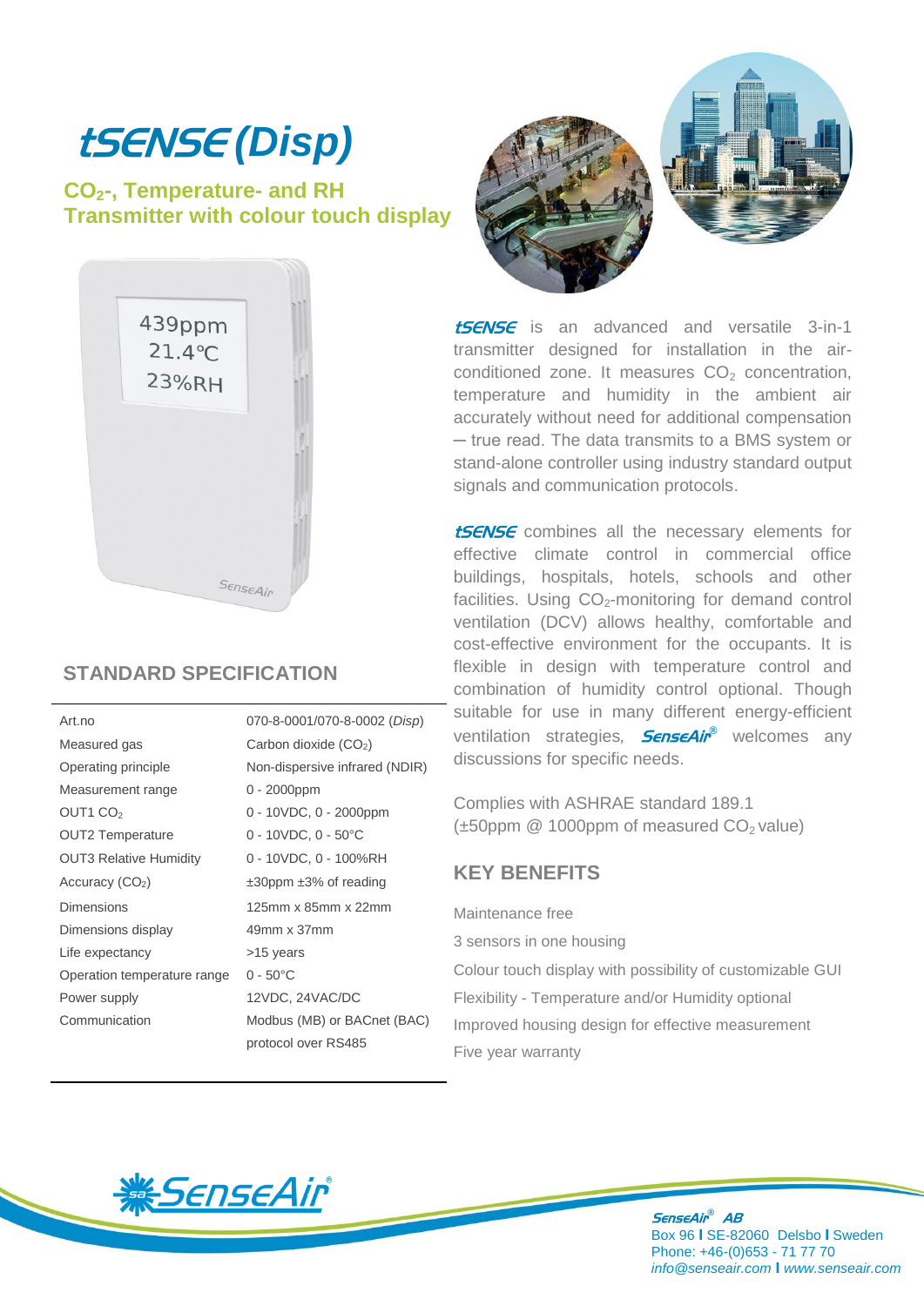# tSENSE (Disp)

## $CO_2$-, Temperature- and RH Transmitter with colour touch display

**tSENSE** is an advanced and versatile 3-in-1 transmitter designed for installation in the air-conditioned zone. It measures $CO_2$ concentration, temperature and humidity in the ambient air accurately without need for additional compensation – true read. The data transmits to a BMS system or stand-alone controller using industry standard output signals and communication protocols.

**tSENSE** combines all the necessary elements for effective climate control in commercial office buildings, hospitals, hotels, schools and other facilities. Using $CO_2$-monitoring for demand control ventilation (DCV) allows healthy, comfortable and cost-effective environment for the occupants. It is flexible in design with temperature control and combination of humidity control optional. Though suitable for use in many different energy-efficient ventilation strategies, **SenseAir®** welcomes any discussions for specific needs.

Complies with ASHRAE standard 189.1
(±50ppm @ 1000ppm of measured $CO_2$ value)

## STANDARD SPECIFICATION

| | |
|---|---|
| Art.no | 070-8-0001/070-8-0002 (*Disp*) |
| Measured gas | Carbon dioxide ($CO_2$) |
| Operating principle | Non-dispersive infrared (NDIR) |
| Measurement range | 0 - 2000ppm |
| OUT1 $CO_2$ | 0 - 10VDC, 0 - 2000ppm |
| OUT2 Temperature | 0 - 10VDC, 0 - 50°C |
| OUT3 Relative Humidity | 0 - 10VDC, 0 - 100%RH |
| Accuracy ($CO_2$) | ±30ppm ±3% of reading |
| Dimensions | 125mm x 85mm x 22mm |
| Dimensions display | 49mm x 37mm |
| Life expectancy | >15 years |
| Operation temperature range | 0 - 50°C |
| Power supply | 12VDC, 24VAC/DC |
| Communication | Modbus (MB) or BACnet (BAC) protocol over RS485 |

## KEY BENEFITS

Maintenance free

3 sensors in one housing

Colour touch display with possibility of customizable GUI

Flexibility - Temperature and/or Humidity optional

Improved housing design for effective measurement

Five year warranty

**SenseAir® AB**
Box 96 | SE-82060 Delsbo | Sweden
Phone: +46-(0)653 - 71 77 70
*info@senseair.com* | *www.senseair.com*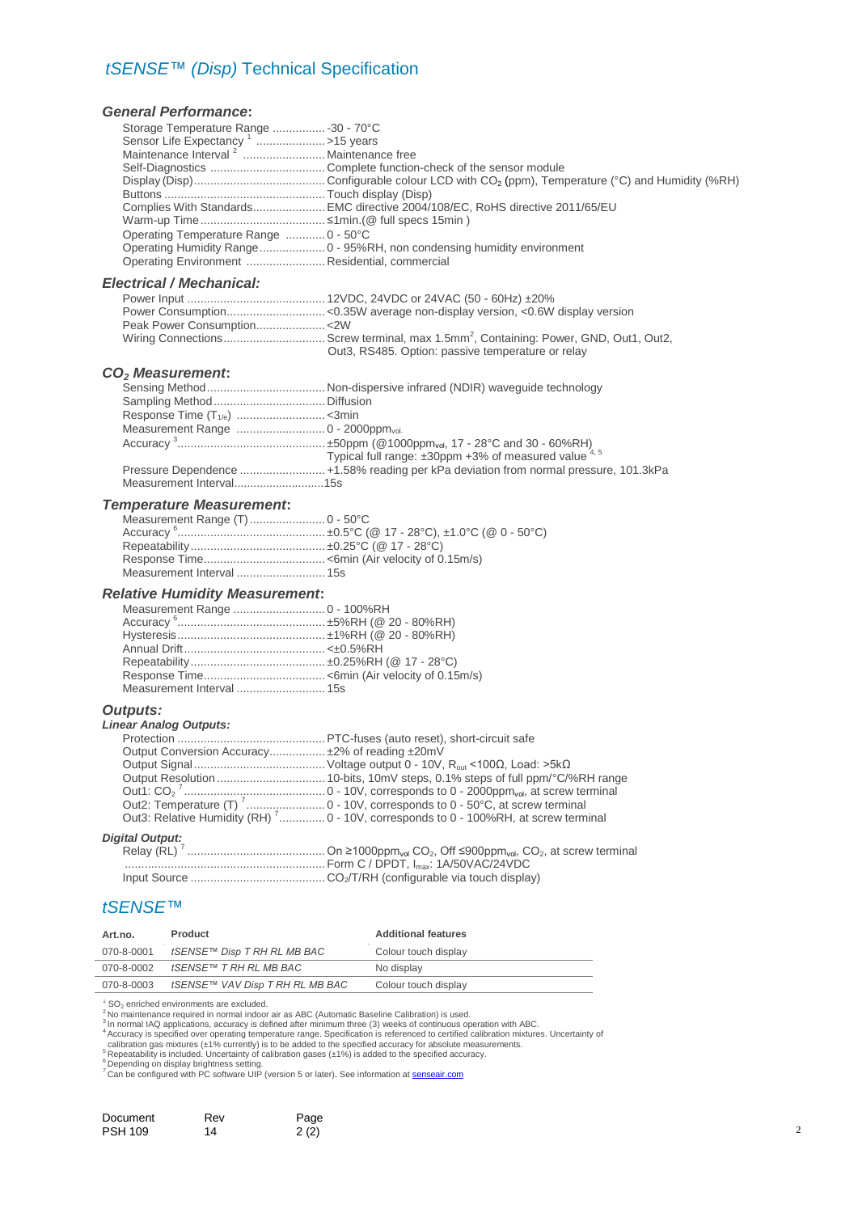# *tSENSE™ (Disp)* Technical Specification

## *General Performance:*

Storage Temperature Range ................ -30 - 70°C
Sensor Life Expectancy [1] ..................... >15 years
Maintenance Interval [2] ......................... Maintenance free
Self-Diagnostics .................................... Complete function-check of the sensor module
Display (Disp)......................................... Configurable colour LCD with $CO_2$ (ppm), Temperature (°C) and Humidity (%RH)
Buttons ................................................. Touch display (Disp)
Complies With Standards...................... EMC directive 2004/108/EC, RoHS directive 2011/65/EU
Warm-up Time ....................................... ≤1min.(@ full specs 15min )
Operating Temperature Range ............ 0 - 50°C
Operating Humidity Range.................... 0 - 95%RH, non condensing humidity environment
Operating Environment ........................ Residential, commercial

## *Electrical / Mechanical:*

Power Input ........................................... 12VDC, 24VDC or 24VAC (50 - 60Hz) ±20%
Power Consumption.............................. <0.35W average non-display version, <0.6W display version
Peak Power Consumption..................... <2W
Wiring Connections................................ Screw terminal, max 1.5mm², Containing: Power, GND, Out1, Out2, Out3, RS485. Option: passive temperature or relay

## *$CO_2$ Measurement:*

Sensing Method..................................... Non-dispersive infrared (NDIR) waveguide technology
Sampling Method.................................. Diffusion
Response Time ($T_{1/e}$) ........................... <3min
Measurement Range ........................... 0 - 2000ppm$_{vol.}$
Accuracy [3]............................................. ±50ppm (@1000ppm$_{vol}$, 17 - 28°C and 30 - 60%RH)
Typical full range: ±30ppm +3% of measured value [4, 5]
Pressure Dependence .......................... +1.58% reading per kPa deviation from normal pressure, 101.3kPa
Measurement Interval............................15s

## *Temperature Measurement:*

Measurement Range (T)....................... 0 - 50°C
Accuracy [6]............................................. ±0.5°C (@ 17 - 28°C), ±1.0°C (@ 0 - 50°C)
Repeatability.......................................... ±0.25°C (@ 17 - 28°C)
Response Time..................................... <6min (Air velocity of 0.15m/s)
Measurement Interval ........................... 15s

## *Relative Humidity Measurement:*

Measurement Range ............................ 0 - 100%RH
Accuracy [6]............................................. ±5%RH (@ 20 - 80%RH)
Hysteresis............................................. ±1%RH (@ 20 - 80%RH)
Annual Drift........................................... <±0.5%RH
Repeatability.......................................... ±0.25%RH (@ 17 - 28°C)
Response Time..................................... <6min (Air velocity of 0.15m/s)
Measurement Interval ........................... 15s

## *Outputs:*

### *Linear Analog Outputs:*

Protection ............................................. PTC-fuses (auto reset), short-circuit safe
Output Conversion Accuracy................. ±2% of reading ±20mV
Output Signal........................................ Voltage output 0 - 10V, $R_{out}$ <100Ω, Load: >5kΩ
Output Resolution ................................. 10-bits, 10mV steps, 0.1% steps of full ppm/°C/%RH range
Out1: $CO_2$ [7]........................................... 0 - 10V, corresponds to 0 - 2000ppm$_{vol}$, at screw terminal
Out2: Temperature (T) [7]......................... 0 - 10V, corresponds to 0 - 50°C, at screw terminal
Out3: Relative Humidity (RH) [7].............. 0 - 10V, corresponds to 0 - 100%RH, at screw terminal

### *Digital Output:*

Relay (RL) [7] .......................................... On ≥1000ppm$_{vol}$ $CO_2$, Off ≤900ppm$_{vol}$, $CO_2$, at screw terminal
............................................................ Form C / DPDT, $I_{max}$: 1A/50VAC/24VDC
Input Source ......................................... $CO_2$/T/RH (configurable via touch display)

## *tSENSE™*

| Art.no. | Product | Additional features |
|---|---|---|
| 070-8-0001 | *tSENSE™ Disp T RH RL MB BAC* | Colour touch display |
| 070-8-0002 | *tSENSE™ T RH RL MB BAC* | No display |
| 070-8-0003 | *tSENSE™ VAV Disp T RH RL MB BAC* | Colour touch display |

[1] $SO_2$ enriched environments are excluded.
[2] No maintenance required in normal indoor air as ABC (Automatic Baseline Calibration) is used.
[3] In normal IAQ applications, accuracy is defined after minimum three (3) weeks of continuous operation with ABC.
[4] Accuracy is specified over operating temperature range. Specification is referenced to certified calibration mixtures. Uncertainty of calibration gas mixtures (±1% currently) is to be added to the specified accuracy for absolute measurements.
[5] Repeatability is included. Uncertainty of calibration gases (±1%) is added to the specified accuracy.
[6] Depending on display brightness setting.
[7] Can be configured with PC software UIP (version 5 or later). See information at senseair.com

| Document | Rev | Page |
|---|---|---|
| PSH 109 | 14 | 2 (2) |